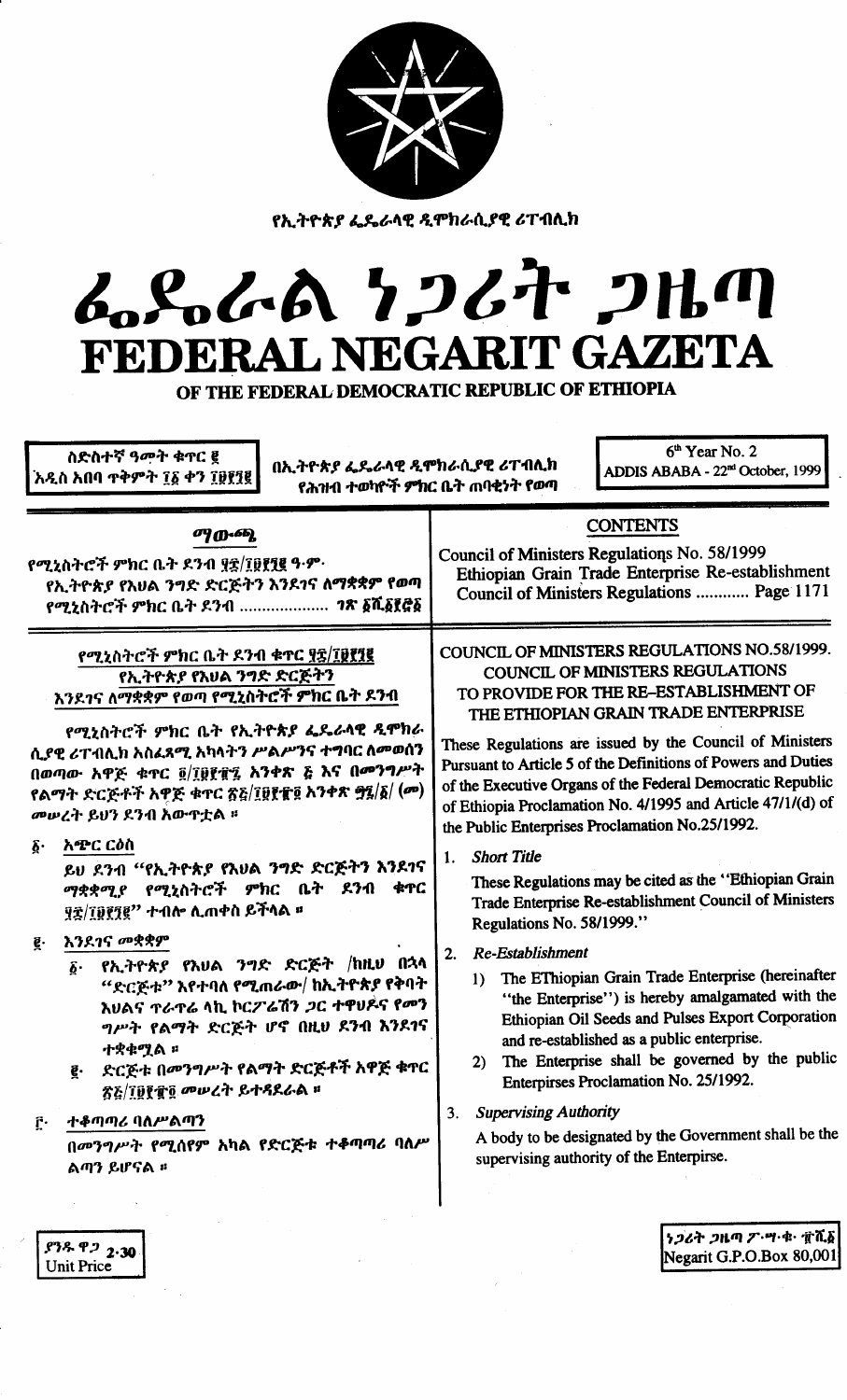የኢትዮጵያ ፌዴራላዊ ዲሞክራሲያዊ ሪፐብሊክ

# ፌዴራል ነጋሪት ጋዜጣ
# FEDERAL NEGARIT GAZETA
## OF THE FEDERAL DEMOCRATIC REPUBLIC OF ETHIOPIA

ስድስተኛ ዓመት ቁጥር ፪
አዲስ አበባ ጥቅምት ፲፩ ቀን ፲፱፻፺፪

በኢትዮጵያ ፌዴራላዊ ዲሞክራሲያዊ ሪፐብሊክ የሕዝብ ተወካዮች ምክር ቤት ጠባቂነት የወጣ

6th Year No. 2
ADDIS ABABA - 22nd October, 1999

### ማውጫ

የሚኒስትሮች ምክር ቤት ደንብ ፶፰/፲፱፻፺፪ ዓ.ም.
የኢትዮጵያ የእህል ንግድ ድርጅትን እንደገና ለማቋቋም የወጣ የሚኒስትሮች ምክር ቤት ደንብ ..................... ገጽ ፩ሺ፩፻፸፩

### CONTENTS

Council of Ministers Regulations No. 58/1999
Ethiopian Grain Trade Enterprise Re-establishment Council of Ministers Regulations ............ Page 1171

### የሚኒስትሮች ምክር ቤት ደንብ ቁጥር ፶፰/፲፱፻፺፪
### የኢትዮጵያ የእህል ንግድ ድርጅትን እንደገና ለማቋቋም የወጣ የሚኒስትሮች ምክር ቤት ደንብ

የሚኒስትሮች ምክር ቤት የኢትዮጵያ ፌዴራላዊ ዲሞክራሲያዊ ሪፐብሊክ አስፈጻሚ አካላትን ሥልጣንና ተግባር ለመወሰን በወጣው አዋጅ ቁጥር ፬/፲፱፻፹፯ አንቀጽ ፭ እና በመንግሥት የልማት ድርጅቶች አዋጅ ቁጥር ፳፭/፲፱፻፹፬ አንቀጽ ፵፯/፩/(መ) መሠረት ይህን ደንብ አውጥቷል ።

፩· አጭር ርዕስ

ይህ ደንብ "የኢትዮጵያ የእህል ንግድ ድርጅትን እንደገና ማቋቋሚያ የሚኒስትሮች ምክር ቤት ደንብ ቁጥር ፶፰/፲፱፻፺፪" ተብሎ ሊጠቀስ ይችላል ።

፪· እንደገና መቋቋም

፩· የኢትዮጵያ የእህል ንግድ ድርጅት /ከዚህ በኋላ "ድርጅቱ" እየተባለ የሚጠራው/ ከኢትዮጵያ የቅባት እህልና ጥራጥሬ ላኪ ኮርፖሬሽን ጋር ተዋሀዶና የመንግሥት የልማት ድርጅት ሆኖ በዚህ ደንብ እንደገና ተቋቁሟል ።

፪· ድርጅቱ በመንግሥት የልማት ድርጅቶች አዋጅ ቁጥር ፳፭/፲፱፻፹፬ መሠረት ይተዳደራል ።

፫· ተቆጣጣሪ ባለሥልጣን

በመንግሥት የሚሰየም አካል የድርጅቱ ተቆጣጣሪ ባለሥልጣን ይሆናል ።

### COUNCIL OF MINISTERS REGULATIONS NO.58/1999.
### COUNCIL OF MINISTERS REGULATIONS TO PROVIDE FOR THE RE-ESTABLISHMENT OF THE ETHIOPIAN GRAIN TRADE ENTERPRISE

These Regulations are issued by the Council of Ministers Pursuant to Article 5 of the Definitions of Powers and Duties of the Executive Organs of the Federal Democratic Republic of Ethiopia Proclamation No. 4/1995 and Article 47/1/(d) of the Public Enterprises Proclamation No.25/1992.

1. *Short Title*

These Regulations may be cited as the "Ethiopian Grain Trade Enterprise Re-establishment Council of Ministers Regulations No. 58/1999."

2. *Re-Establishment*
   1) The EThiopian Grain Trade Enterprise (hereinafter "the Enterprise") is hereby amalgamated with the Ethiopian Oil Seeds and Pulses Export Corporation and re-established as a public enterprise.
   2) The Enterprise shall be governed by the public Enterpirses Proclamation No. 25/1992.

3. *Supervising Authority*

A body to be designated by the Government shall be the supervising authority of the Enterpirse.

ያንዱ ዋጋ 2·30
Unit Price

ነጋሪት ጋዜጣ ፖ·ሣ·ቁ· ፹ሺ፩
Negarit G.P.O.Box 80,001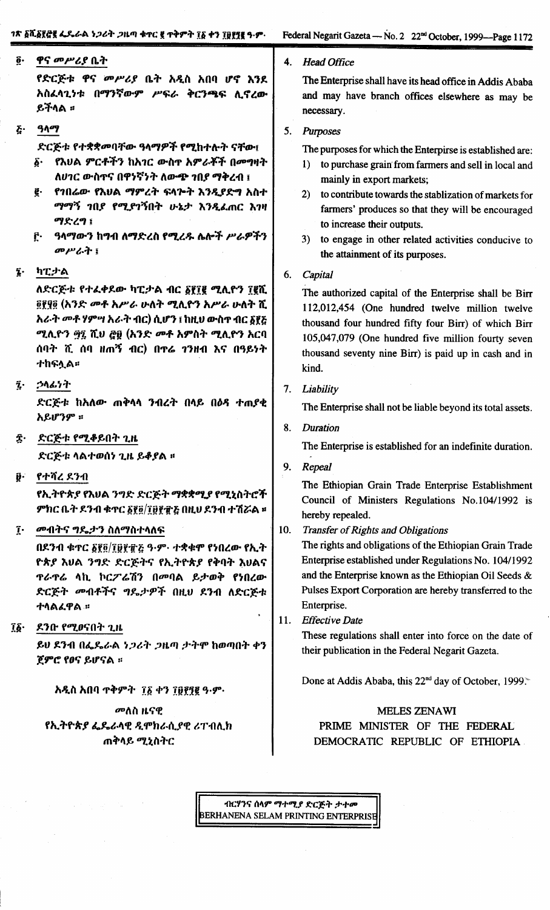፬· ዋና መሥሪያ ቤት

የድርጅቱ ዋና መሥሪያ ቤት አዲስ አበባ ሆኖ እንደ አስፈላጊነቱ በማንኛውም ሥፍራ ቅርንጫፍ ሊኖረው ይችላል ።

፭· ዓላማ

ድርጅቱ የተቋቋመባቸው ዓላማዎች የሚከተሉት ናቸው፤

፩· የእህል ምርቶችን ከአገር ውስጥ አምራቾች በመግዛት ለሀገር ውስጥና በዋነኛነት ለውጭ ገበያ ማቅረብ ፤

፪· የገበሬው የእህል ማምረት ፍላጐት እንዲያድግ አስተ ማማኝ ገበያ የሚያገኙበት ሁኔታ እንዲፈጠር እገዛ ማድረግ ፤

፫· ዓላማውን ከግብ ለማድረስ የሚረዱ ሌሎች ሥራዎችን መሥራት ፤

፮· ካፒታል

ለድርጅቱ የተፈቀደው ካፒታል ብር ፩፻፲፪ ሚሊዮን ፲፪ሺ ፬፻፶፬ (አንድ መቶ አሥራ ሁለት ሚሊዮን አሥራ ሁለት ሺ አራት መቶ ሃምሣ አራት ብር) ሲሆን ፤ ከዚህ ውስጥ ብር ፩፻፭ ሚሊዮን ፵፯ ሺህ ፸፱ (አንድ መቶ አምስት ሚሊዮን አርባ ሰባት ሺ ሰባ ዘጠኝ ብር) በጥሬ ገንዘብ እና በዓይነት ተከፍሏል።

፯· ኃላፊነት

ድርጅቱ ከአለው ጠቅላላ ንብረት በላይ በዕዳ ተጠያቂ አይሆንም ።

፰· ድርጅቱ የሚቆይበት ጊዜ

ድርጅቱ ላልተወሰነ ጊዜ ይቆያል ።

፱· የተሻረ ደንብ

የኢትዮጵያ የእህል ንግድ ድርጅት ማቋቋሚያ የሚኒስትሮች ምክር ቤት ደንብ ቁጥር ፩፻፬/፲፱፻፹፬ በዚህ ደንብ ተሽሯል ።

፲· መብትና ግዴታን ስለማስተላለፍ

በደንብ ቁጥር ፩፻፬/፲፱፻፹፬ ዓ·ም· ተቋቁሞ የነበረው የኢት ዮጵያ እህል ንግድ ድርጅትና የኢትዮጵያ የቅባት እህልና ጥራጥሬ ላኪ ኮርፖሬሽን በመባል ይታወቅ የነበረው ድርጅት መብቶችና ግዴታዎች በዚህ ደንብ ለድርጅቱ ተላልፈዋል ።

፲፩· ደንቡ የሚፀናበት ጊዜ

ይህ ደንብ በፌዴራል ነጋሪት ጋዜጣ ታትሞ ከወጣበት ቀን ጀምሮ የፀና ይሆናል ።

አዲስ አበባ ጥቅምት ፲፩ ቀን ፲፱፻፺፪ ዓ·ም·

መለስ ዜናዊ

የኢትዮጵያ ፌዴራላዊ ዲሞክራሲያዊ ሪፐብሊክ ጠቅላይ ሚኒስትር

4. *Head Office*

The Enterprise shall have its head office in Addis Ababa and may have branch offices elsewhere as may be necessary.

5. *Purposes*

The purposes for which the Enterpirse is established are:

1) to purchase grain from farmers and sell in local and mainly in export markets;
2) to contribute towards the stablization of markets for farmers' produces so that they will be encouraged to increase their outputs.
3) to engage in other related activities conducive to the attainment of its purposes.

6. *Capital*

The authorized capital of the Enterprise shall be Birr 112,012,454 (One hundred twelve million twelve thousand four hundred fifty four Birr) of which Birr 105,047,079 (One hundred five million fourty seven thousand seventy nine Birr) is paid up in cash and in kind.

7. *Liability*

The Enterprise shall not be liable beyond its total assets.

8. *Duration*

The Enterprise is established for an indefinite duration.

9. *Repeal*

The Ethiopian Grain Trade Enterprise Establishment Council of Ministers Regulations No.104/1992 is hereby repealed.

10. *Transfer of Rights and Obligations*

The rights and obligations of the Ethiopian Grain Trade Enterprise established under Regulations No. 104/1992 and the Enterprise known as the Ethiopian Oil Seeds & Pulses Export Corporation are hereby transferred to the Enterprise.

11. *Effective Date*

These regulations shall enter into force on the date of their publication in the Federal Negarit Gazeta.

Done at Addis Ababa, this 22nd day of October, 1999.

MELES ZENAWI

PRIME MINISTER OF THE FEDERAL DEMOCRATIC REPUBLIC OF ETHIOPIA

ብርሃንና ሰላም ማተሚያ ድርጅት ታተመ
BERHANENA SELAM PRINTING ENTERPRISE